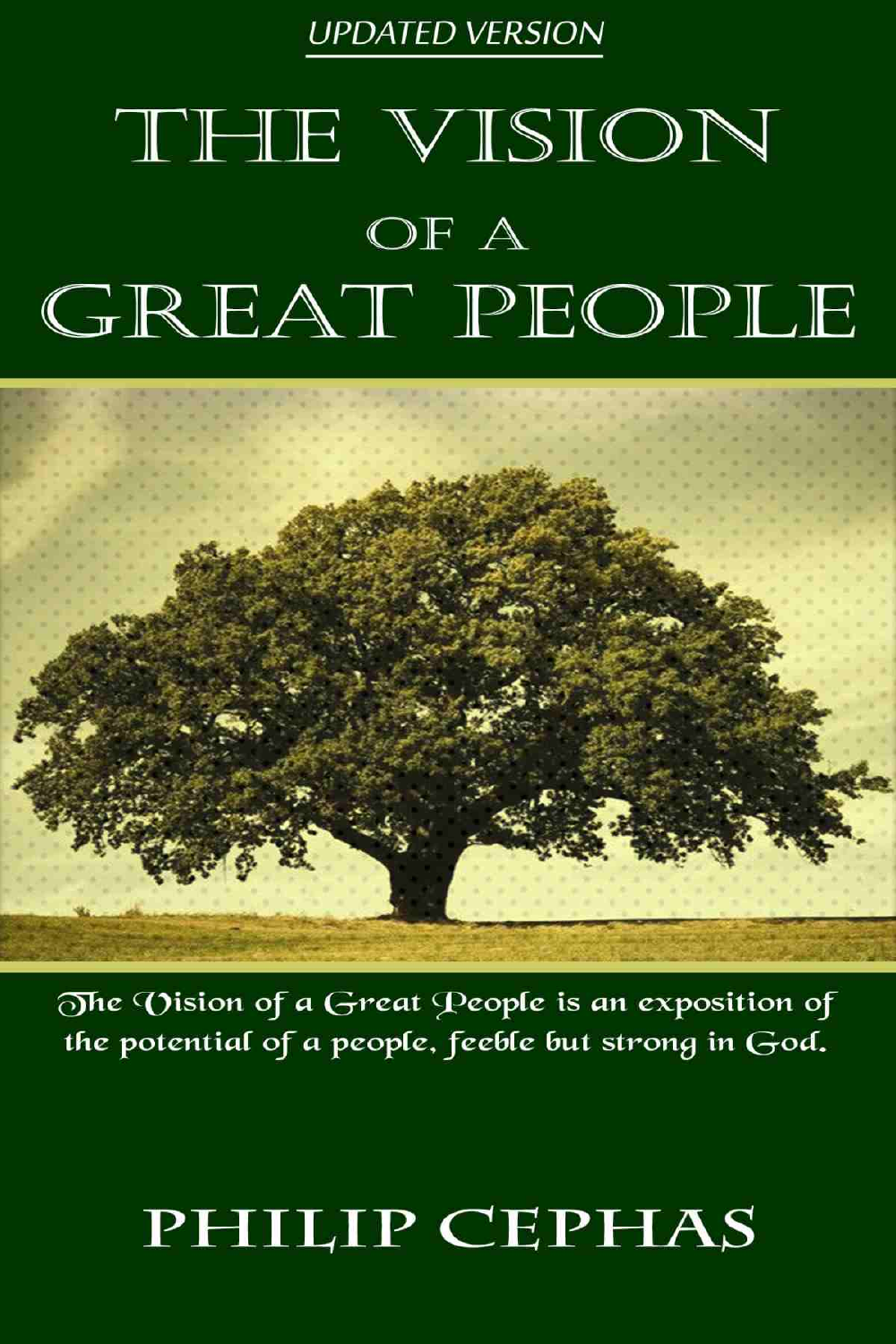UPDATED VERSION

# THE VISION OF A GREAT PEOPLE

*The Vision of a Great People is an exposition of the potential of a people, feeble but strong in God.*

PHILIP CEPHAS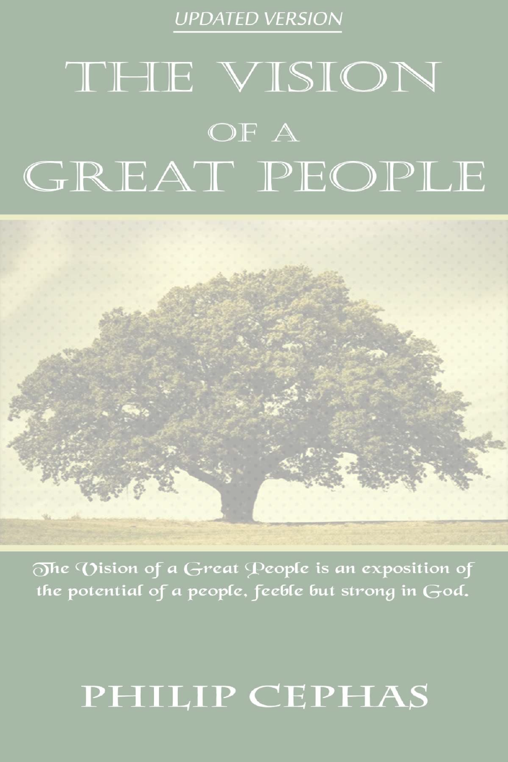UPDATED VERSION

# THE VISION OF A GREAT PEOPLE

*The Vision of a Great People is an exposition of the potential of a people, feeble but strong in God.*

## PHILIP CEPHAS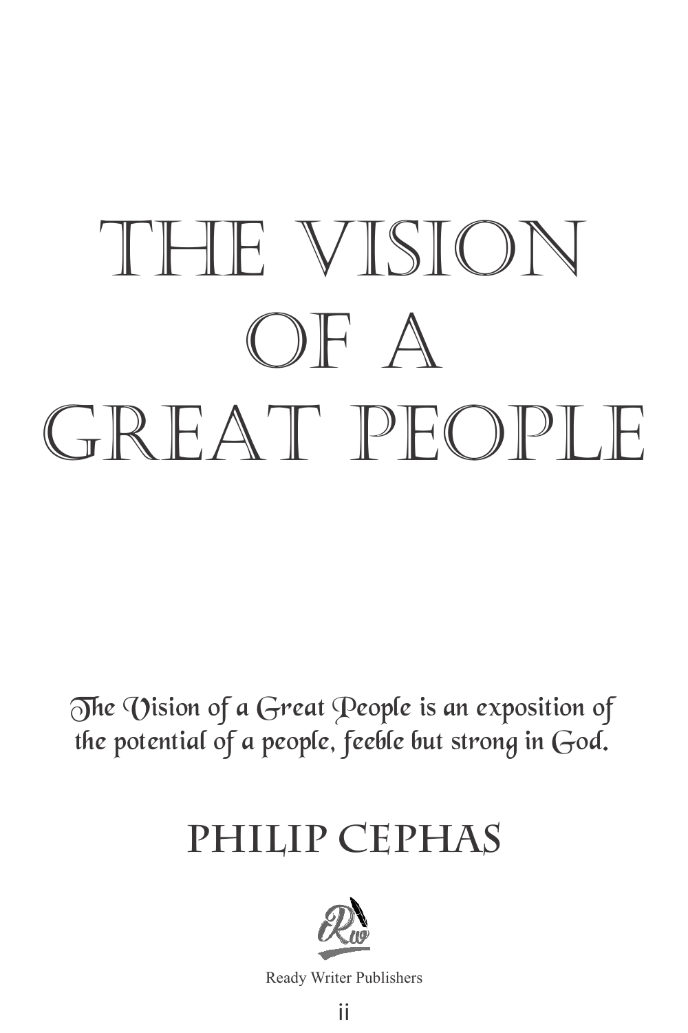# THE VISION OF A GREAT PEOPLE

*The Vision of a Great People is an exposition of the potential of a people, feeble but strong in God.*

## PHILIP CEPHAS

Ready Writer Publishers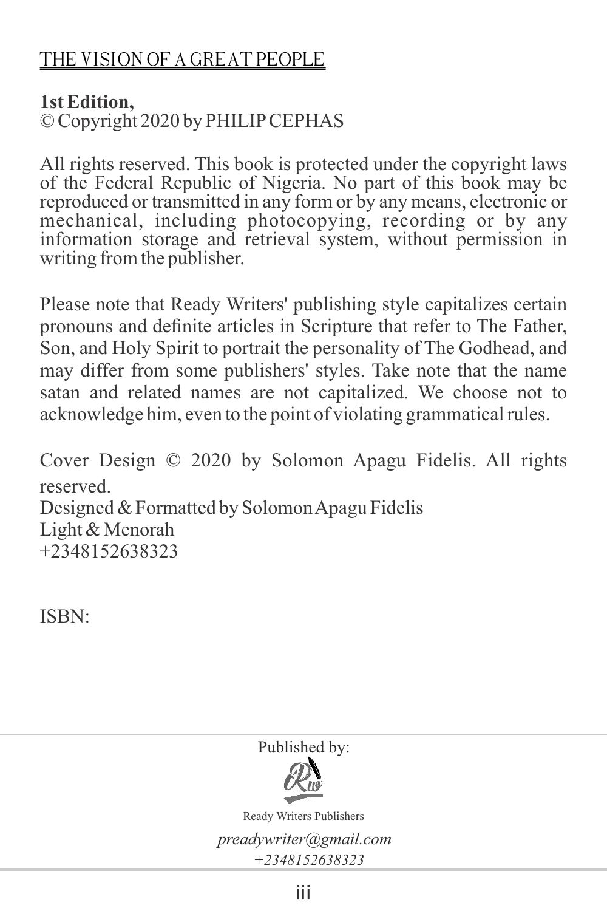THE VISION OF A GREAT PEOPLE

**1st Edition,**
© Copyright 2020 by PHILIP CEPHAS

All rights reserved. This book is protected under the copyright laws of the Federal Republic of Nigeria. No part of this book may be reproduced or transmitted in any form or by any means, electronic or mechanical, including photocopying, recording or by any information storage and retrieval system, without permission in writing from the publisher.

Please note that Ready Writers' publishing style capitalizes certain pronouns and definite articles in Scripture that refer to The Father, Son, and Holy Spirit to portrait the personality of The Godhead, and may differ from some publishers' styles. Take note that the name satan and related names are not capitalized. We choose not to acknowledge him, even to the point of violating grammatical rules.

Cover Design © 2020 by Solomon Apagu Fidelis. All rights reserved.
Designed & Formatted by Solomon Apagu Fidelis
Light & Menorah
+2348152638323

ISBN:

Published by:

Ready Writers Publishers

*preadywriter@gmail.com*

*+2348152638323*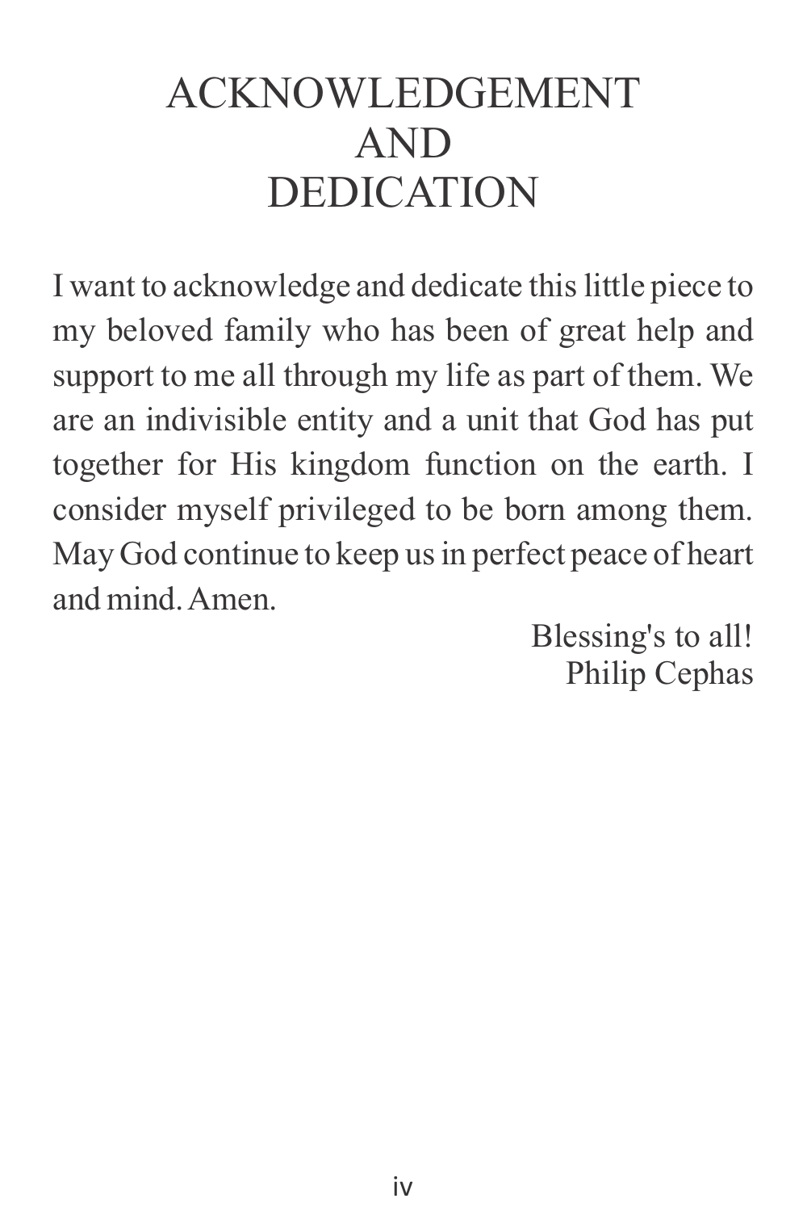# ACKNOWLEDGEMENT AND DEDICATION

I want to acknowledge and dedicate this little piece to my beloved family who has been of great help and support to me all through my life as part of them. We are an indivisible entity and a unit that God has put together for His kingdom function on the earth. I consider myself privileged to be born among them. May God continue to keep us in perfect peace of heart and mind. Amen.

Blessing's to all!
Philip Cephas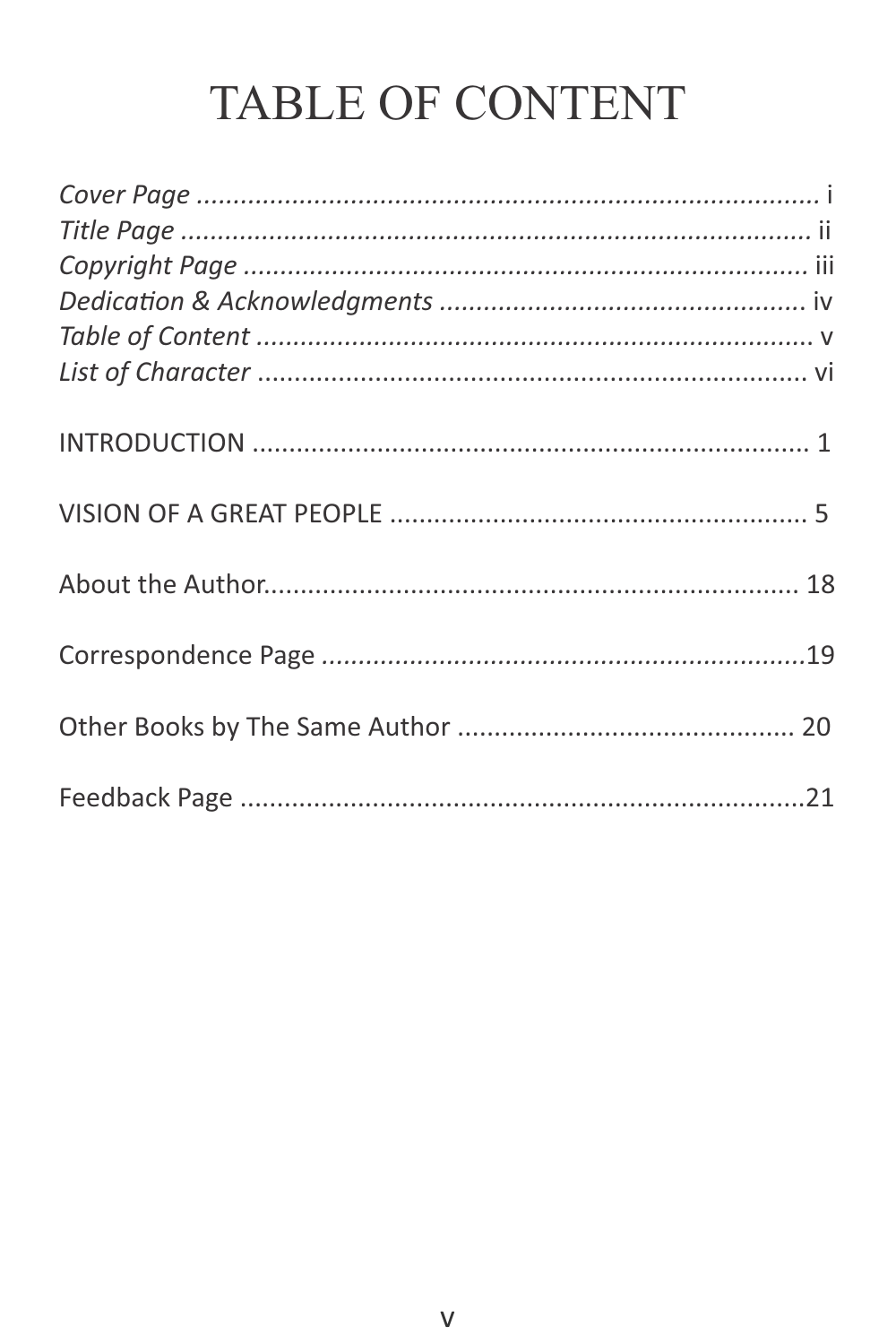# TABLE OF CONTENT

*Cover Page* ........................................................................... i
*Title Page* ............................................................................ ii
*Copyright Page* ..................................................................... iii
*Dedication & Acknowledgments* ........................................... iv
*Table of Content* .................................................................... v
*List of Character* .................................................................... vi

INTRODUCTION ........................................................................ 1

VISION OF A GREAT PEOPLE .................................................. 5

About the Author....................................................................... 18

Correspondence Page ...............................................................19

Other Books by The Same Author ............................................ 20

Feedback Page ..........................................................................21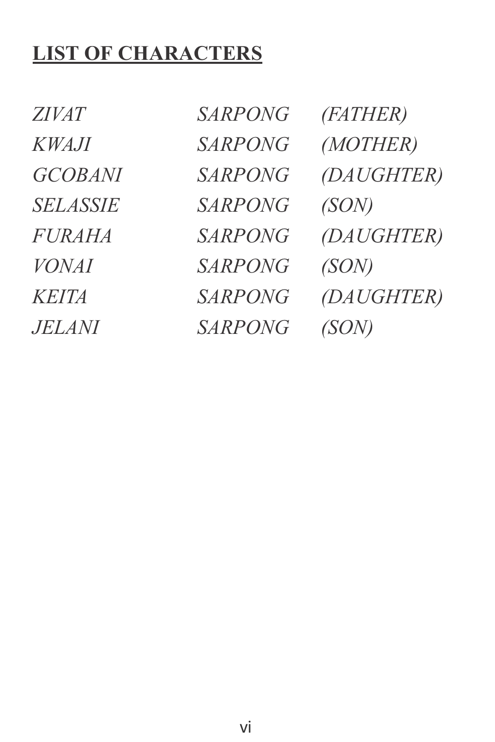## **LIST OF CHARACTERS**

| | | |
|---|---|---|
| *ZIVAT* | *SARPONG* | *(FATHER)* |
| *KWAJI* | *SARPONG* | *(MOTHER)* |
| *GCOBANI* | *SARPONG* | *(DAUGHTER)* |
| *SELASSIE* | *SARPONG* | *(SON)* |
| *FURAHA* | *SARPONG* | *(DAUGHTER)* |
| *VONAI* | *SARPONG* | *(SON)* |
| *KEITA* | *SARPONG* | *(DAUGHTER)* |
| *JELANI* | *SARPONG* | *(SON)* |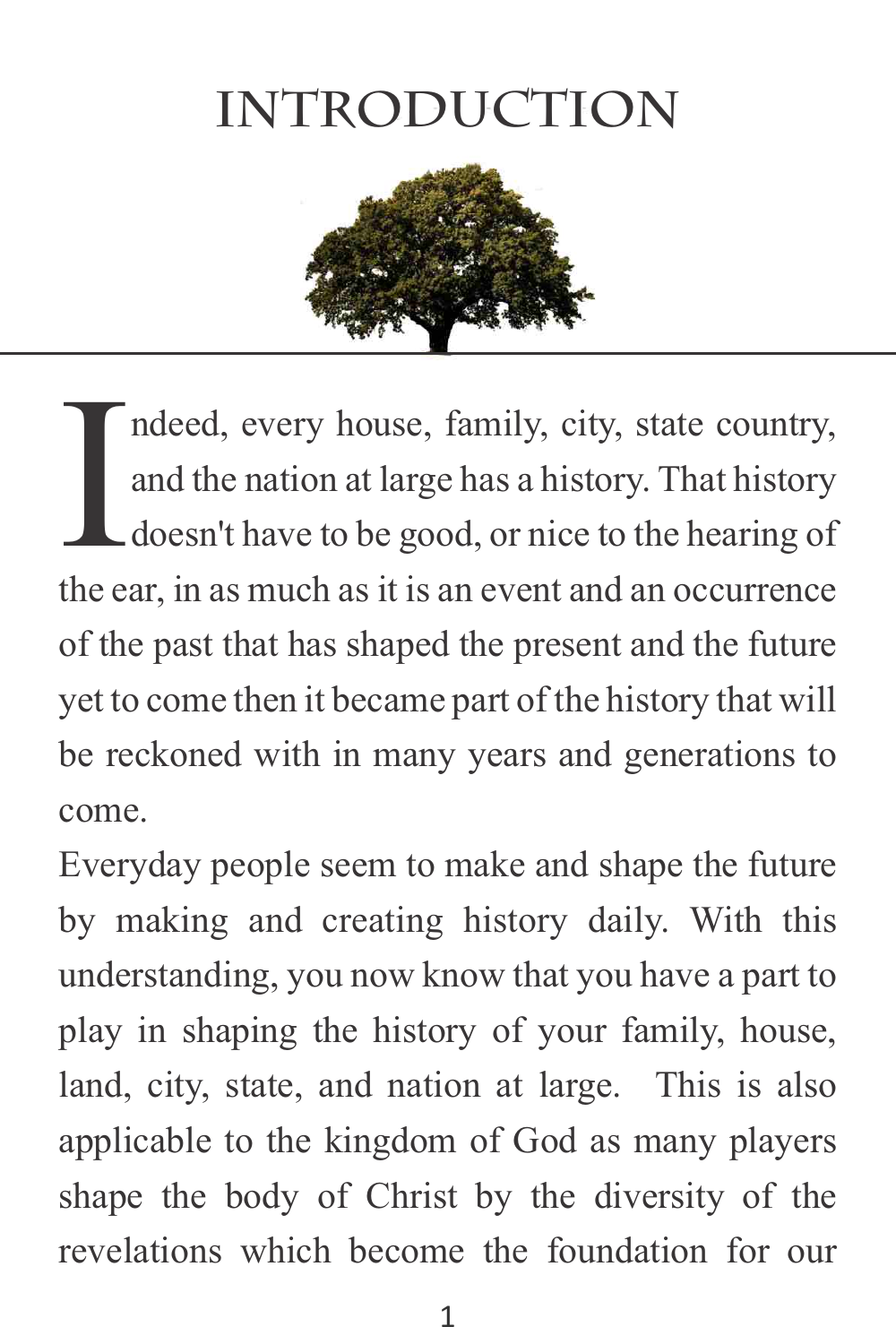# INTRODUCTION

Indeed, every house, family, city, state country, and the nation at large has a history. That history doesn't have to be good, or nice to the hearing of the ear, in as much as it is an event and an occurrence of the past that has shaped the present and the future yet to come then it became part of the history that will be reckoned with in many years and generations to come.

Everyday people seem to make and shape the future by making and creating history daily. With this understanding, you now know that you have a part to play in shaping the history of your family, house, land, city, state, and nation at large. This is also applicable to the kingdom of God as many players shape the body of Christ by the diversity of the revelations which become the foundation for our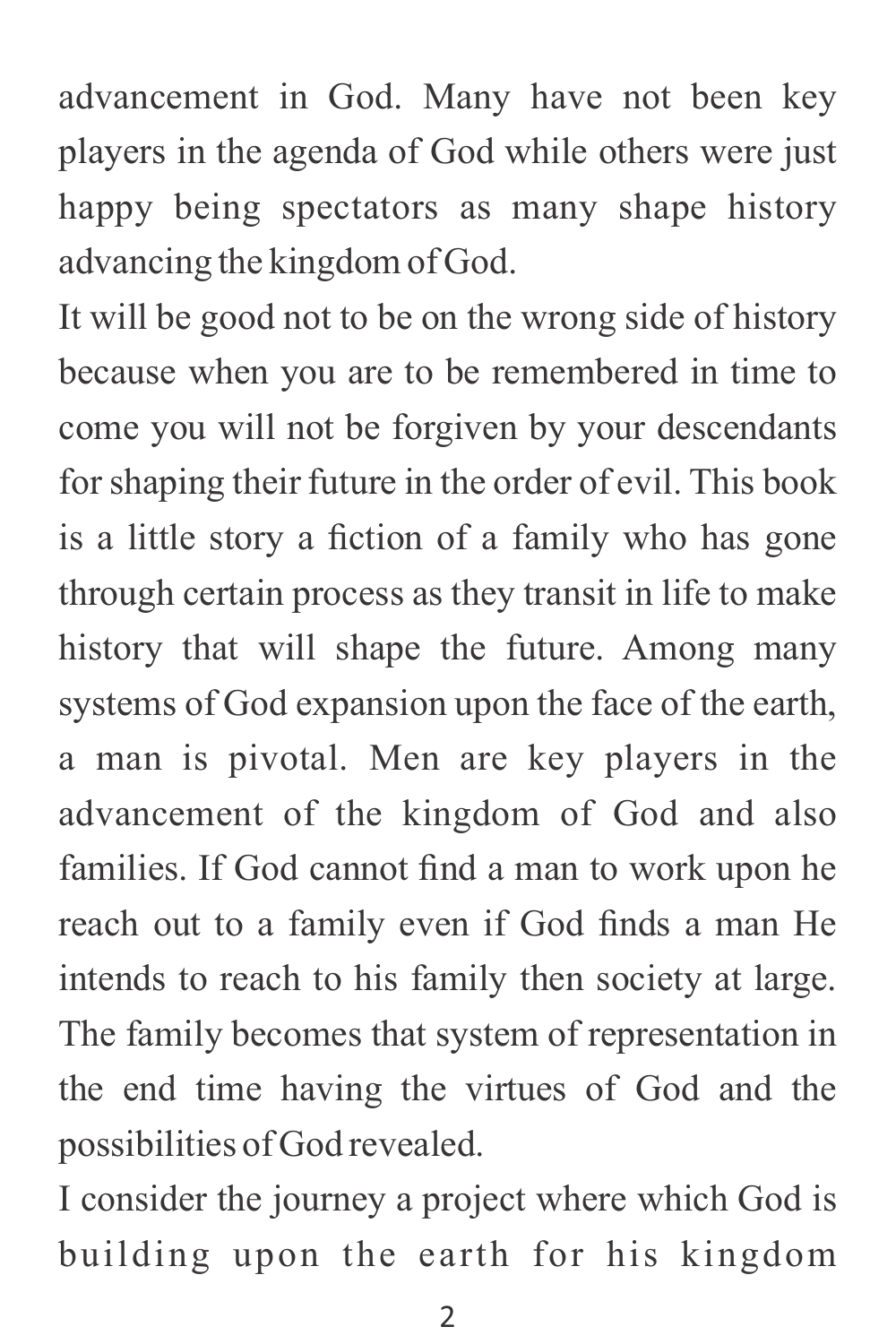advancement in God. Many have not been key players in the agenda of God while others were just happy being spectators as many shape history advancing the kingdom of God.

It will be good not to be on the wrong side of history because when you are to be remembered in time to come you will not be forgiven by your descendants for shaping their future in the order of evil. This book is a little story a fiction of a family who has gone through certain process as they transit in life to make history that will shape the future. Among many systems of God expansion upon the face of the earth, a man is pivotal. Men are key players in the advancement of the kingdom of God and also families. If God cannot find a man to work upon he reach out to a family even if God finds a man He intends to reach to his family then society at large. The family becomes that system of representation in the end time having the virtues of God and the possibilities of God revealed.

I consider the journey a project where which God is building upon the earth for his kingdom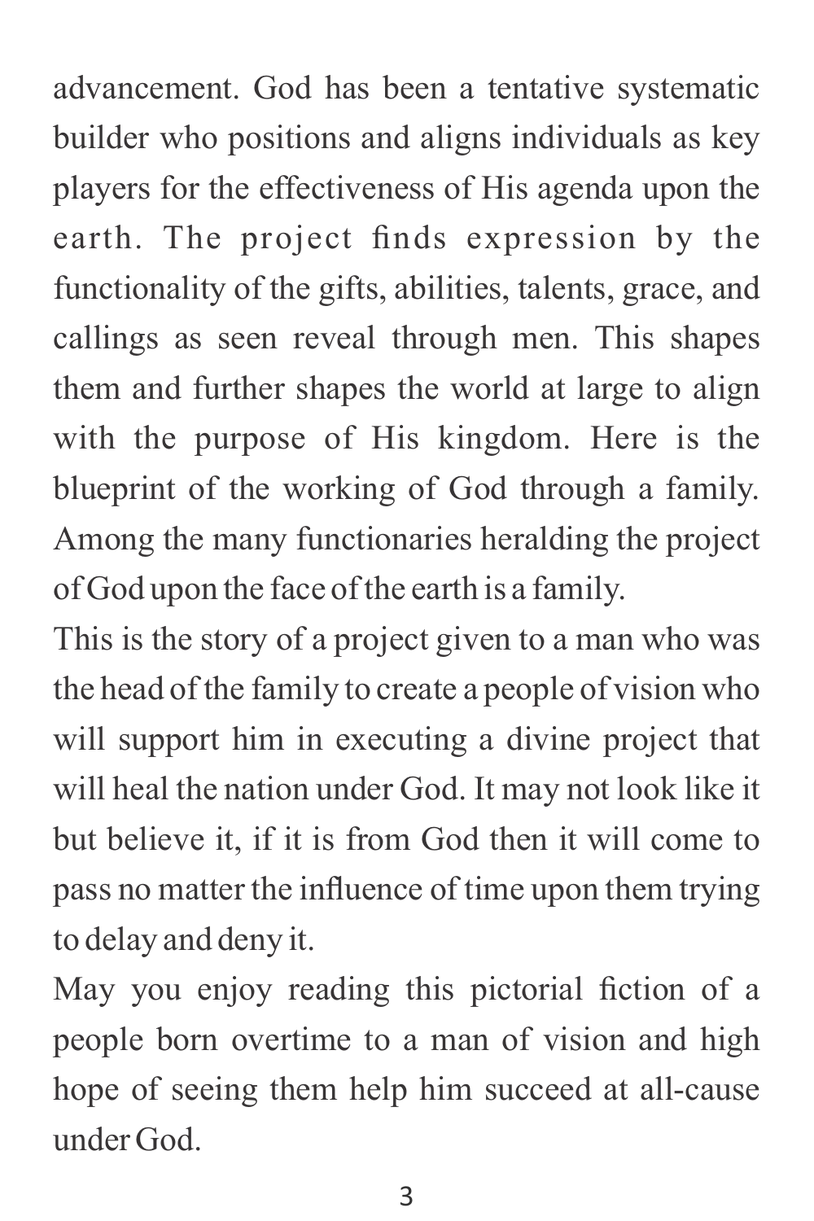advancement. God has been a tentative systematic builder who positions and aligns individuals as key players for the effectiveness of His agenda upon the earth. The project finds expression by the functionality of the gifts, abilities, talents, grace, and callings as seen reveal through men. This shapes them and further shapes the world at large to align with the purpose of His kingdom. Here is the blueprint of the working of God through a family. Among the many functionaries heralding the project of God upon the face of the earth is a family.

This is the story of a project given to a man who was the head of the family to create a people of vision who will support him in executing a divine project that will heal the nation under God. It may not look like it but believe it, if it is from God then it will come to pass no matter the influence of time upon them trying to delay and deny it.

May you enjoy reading this pictorial fiction of a people born overtime to a man of vision and high hope of seeing them help him succeed at all-cause under God.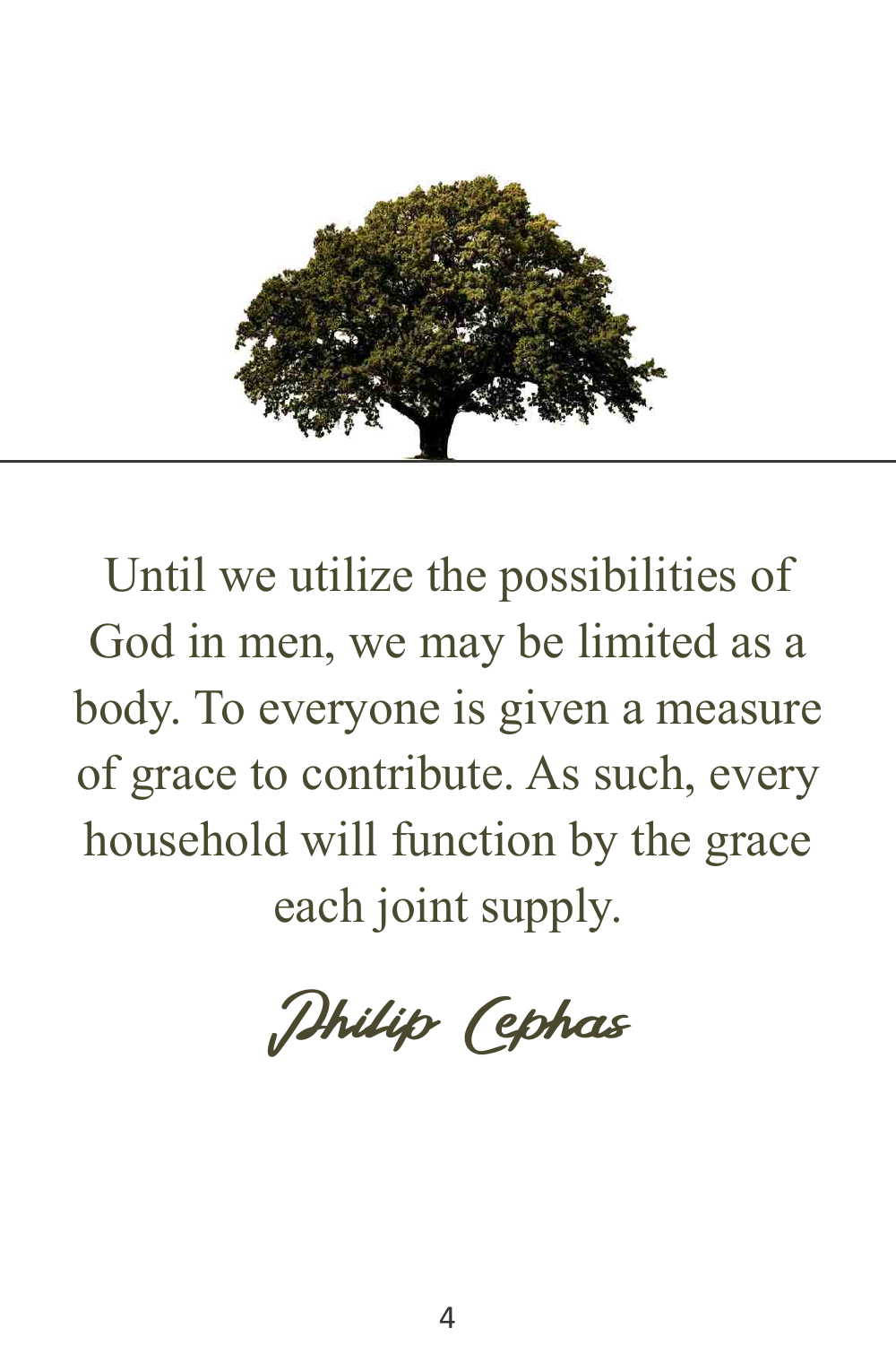Until we utilize the possibilities of God in men, we may be limited as a body. To everyone is given a measure of grace to contribute. As such, every household will function by the grace each joint supply.

*Philip Cephas*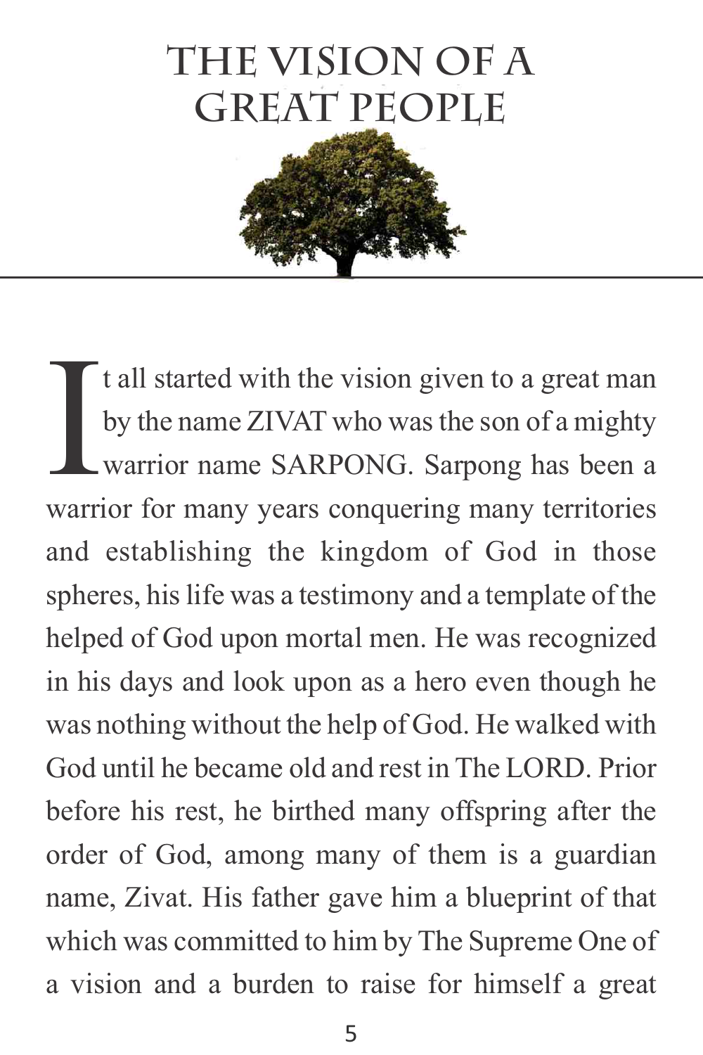# THE VISION OF A GREAT PEOPLE

It all started with the vision given to a great man by the name ZIVAT who was the son of a mighty warrior name SARPONG. Sarpong has been a warrior for many years conquering many territories and establishing the kingdom of God in those spheres, his life was a testimony and a template of the helped of God upon mortal men. He was recognized in his days and look upon as a hero even though he was nothing without the help of God. He walked with God until he became old and rest in The LORD. Prior before his rest, he birthed many offspring after the order of God, among many of them is a guardian name, Zivat. His father gave him a blueprint of that which was committed to him by The Supreme One of a vision and a burden to raise for himself a great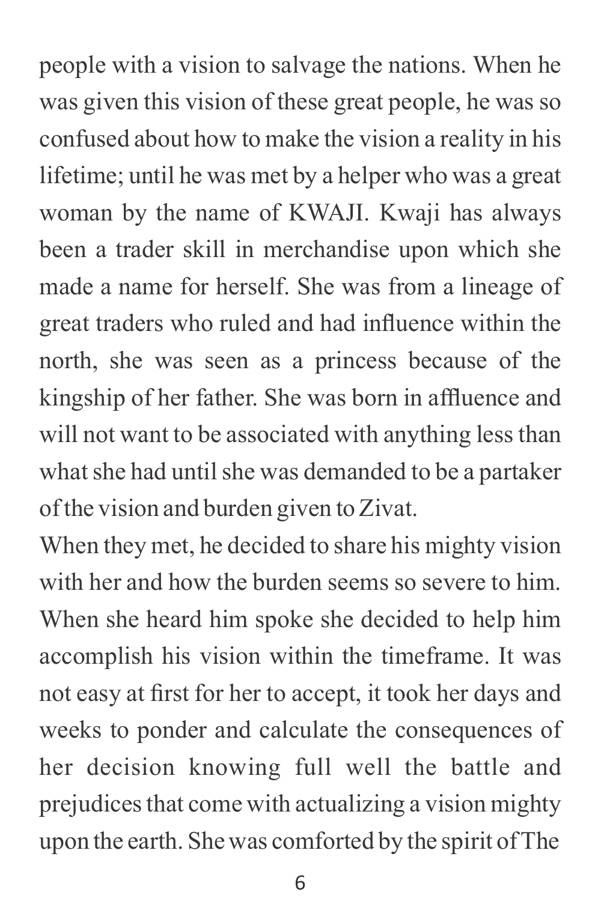people with a vision to salvage the nations. When he was given this vision of these great people, he was so confused about how to make the vision a reality in his lifetime; until he was met by a helper who was a great woman by the name of KWAJI. Kwaji has always been a trader skill in merchandise upon which she made a name for herself. She was from a lineage of great traders who ruled and had influence within the north, she was seen as a princess because of the kingship of her father. She was born in affluence and will not want to be associated with anything less than what she had until she was demanded to be a partaker of the vision and burden given to Zivat.

When they met, he decided to share his mighty vision with her and how the burden seems so severe to him. When she heard him spoke she decided to help him accomplish his vision within the timeframe. It was not easy at first for her to accept, it took her days and weeks to ponder and calculate the consequences of her decision knowing full well the battle and prejudices that come with actualizing a vision mighty upon the earth. She was comforted by the spirit of The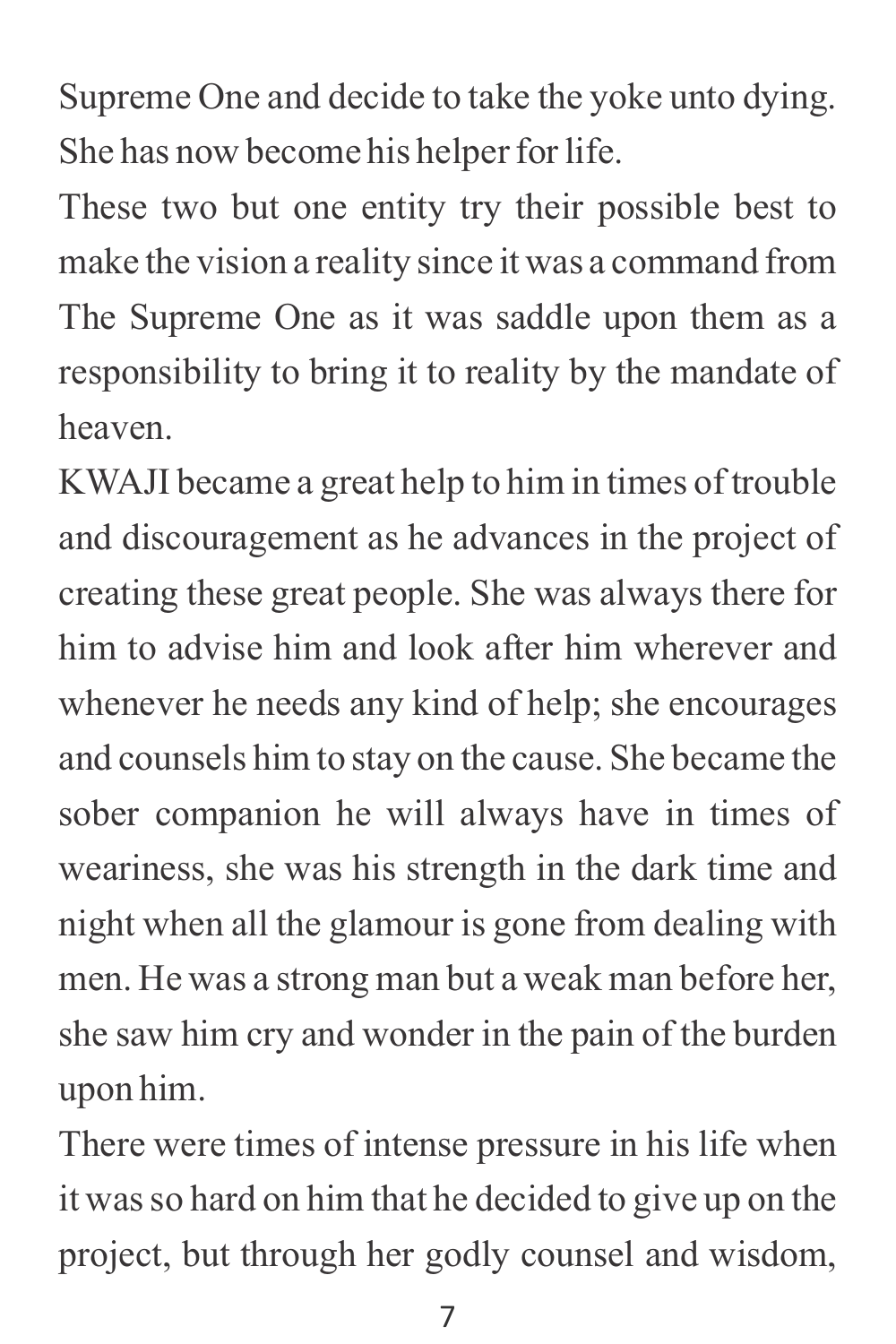Supreme One and decide to take the yoke unto dying. She has now become his helper for life.

These two but one entity try their possible best to make the vision a reality since it was a command from The Supreme One as it was saddle upon them as a responsibility to bring it to reality by the mandate of heaven.

KWAJI became a great help to him in times of trouble and discouragement as he advances in the project of creating these great people. She was always there for him to advise him and look after him wherever and whenever he needs any kind of help; she encourages and counsels him to stay on the cause. She became the sober companion he will always have in times of weariness, she was his strength in the dark time and night when all the glamour is gone from dealing with men. He was a strong man but a weak man before her, she saw him cry and wonder in the pain of the burden upon him.

There were times of intense pressure in his life when it was so hard on him that he decided to give up on the project, but through her godly counsel and wisdom,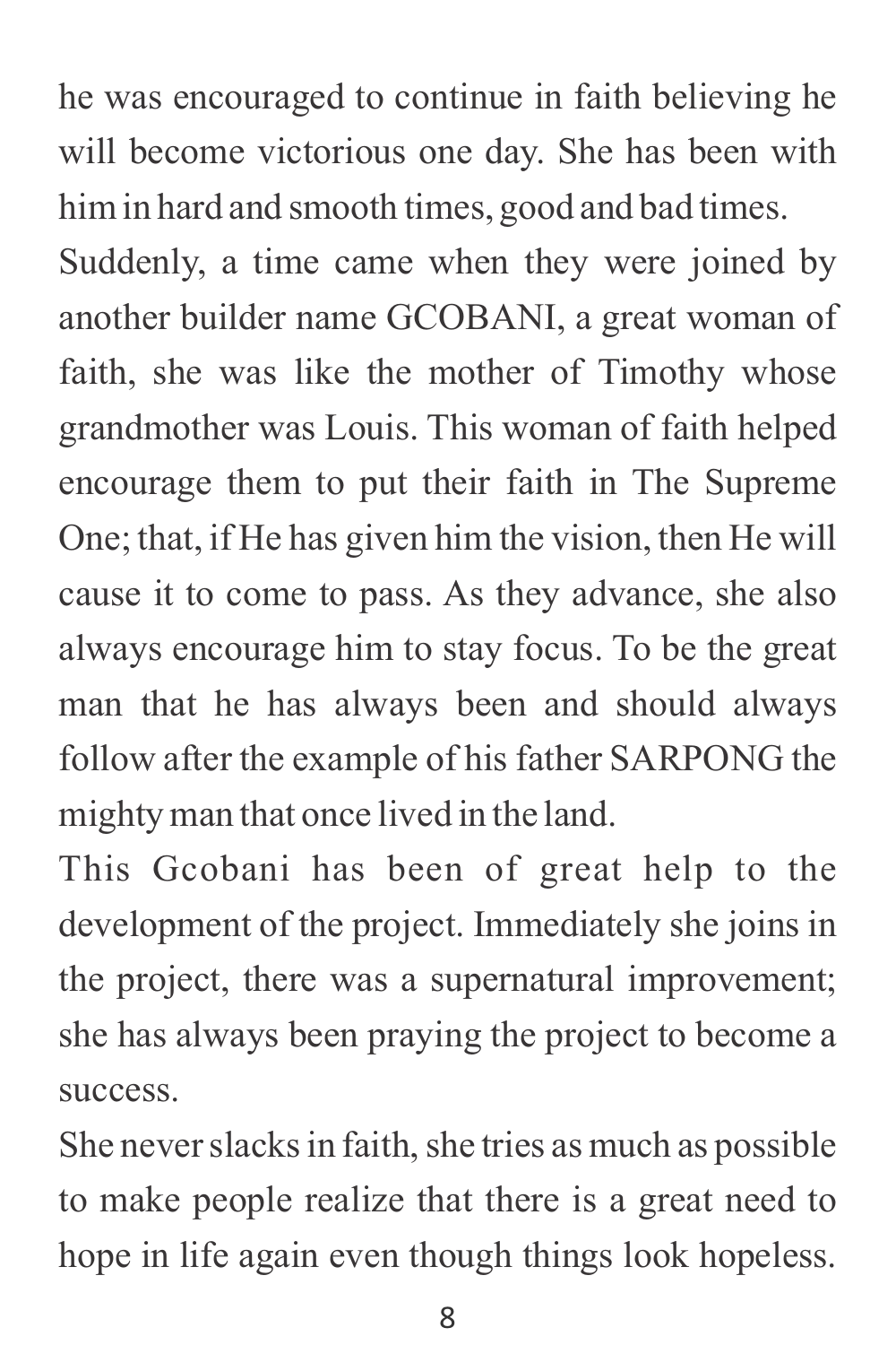he was encouraged to continue in faith believing he will become victorious one day. She has been with him in hard and smooth times, good and bad times.

Suddenly, a time came when they were joined by another builder name GCOBANI, a great woman of faith, she was like the mother of Timothy whose grandmother was Louis. This woman of faith helped encourage them to put their faith in The Supreme One; that, if He has given him the vision, then He will cause it to come to pass. As they advance, she also always encourage him to stay focus. To be the great man that he has always been and should always follow after the example of his father SARPONG the mighty man that once lived in the land.

This Gcobani has been of great help to the development of the project. Immediately she joins in the project, there was a supernatural improvement; she has always been praying the project to become a success.

She never slacks in faith, she tries as much as possible to make people realize that there is a great need to hope in life again even though things look hopeless.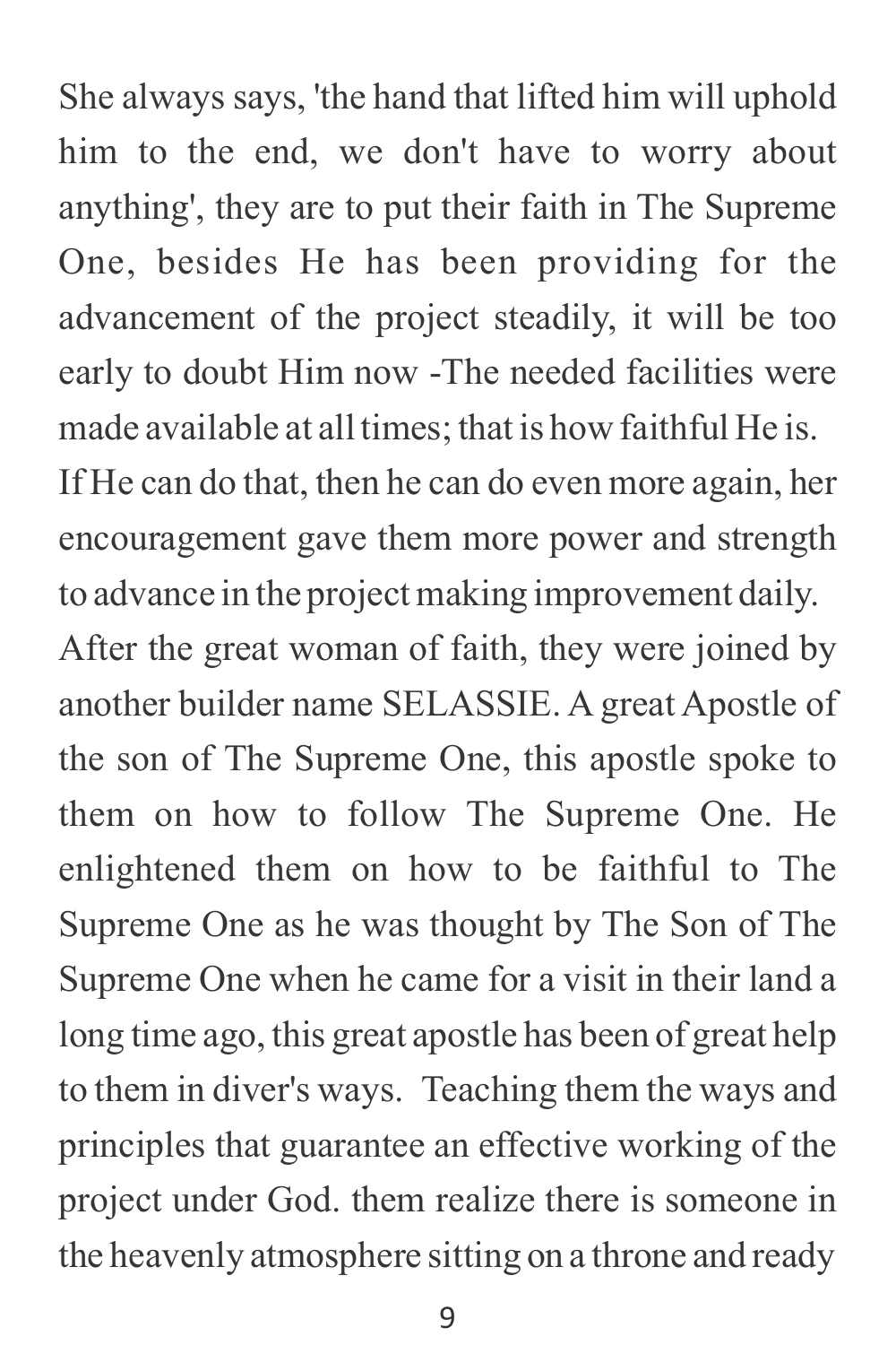She always says, 'the hand that lifted him will uphold him to the end, we don't have to worry about anything', they are to put their faith in The Supreme One, besides He has been providing for the advancement of the project steadily, it will be too early to doubt Him now -The needed facilities were made available at all times; that is how faithful He is.

If He can do that, then he can do even more again, her encouragement gave them more power and strength to advance in the project making improvement daily.

After the great woman of faith, they were joined by another builder name SELASSIE. A great Apostle of the son of The Supreme One, this apostle spoke to them on how to follow The Supreme One. He enlightened them on how to be faithful to The Supreme One as he was thought by The Son of The Supreme One when he came for a visit in their land a long time ago, this great apostle has been of great help to them in diver's ways. Teaching them the ways and principles that guarantee an effective working of the project under God. them realize there is someone in the heavenly atmosphere sitting on a throne and ready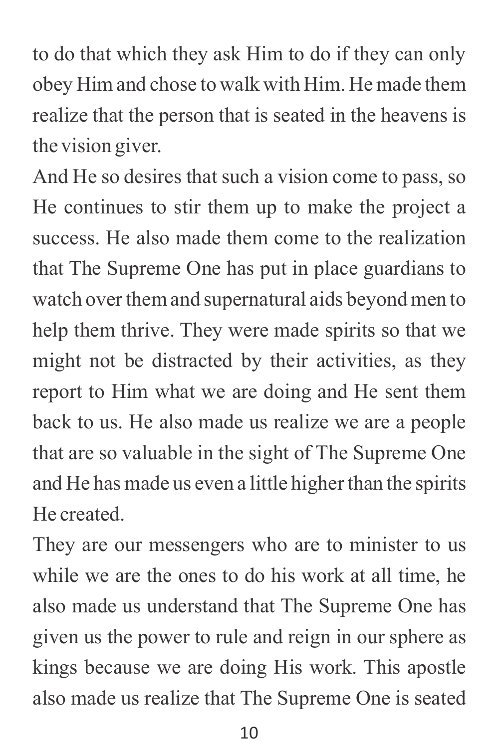to do that which they ask Him to do if they can only obey Him and chose to walk with Him. He made them realize that the person that is seated in the heavens is the vision giver.

And He so desires that such a vision come to pass, so He continues to stir them up to make the project a success. He also made them come to the realization that The Supreme One has put in place guardians to watch over them and supernatural aids beyond men to help them thrive. They were made spirits so that we might not be distracted by their activities, as they report to Him what we are doing and He sent them back to us. He also made us realize we are a people that are so valuable in the sight of The Supreme One and He has made us even a little higher than the spirits He created.

They are our messengers who are to minister to us while we are the ones to do his work at all time, he also made us understand that The Supreme One has given us the power to rule and reign in our sphere as kings because we are doing His work. This apostle also made us realize that The Supreme One is seated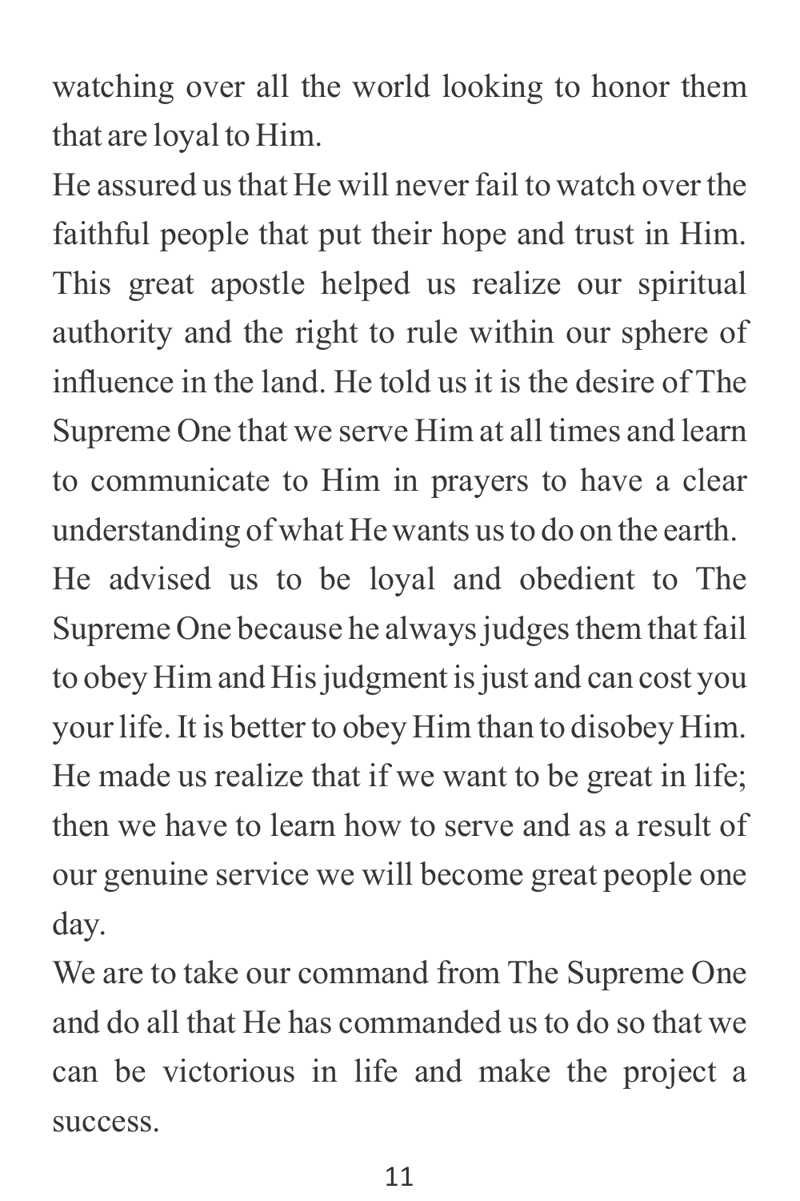watching over all the world looking to honor them that are loyal to Him.

He assured us that He will never fail to watch over the faithful people that put their hope and trust in Him. This great apostle helped us realize our spiritual authority and the right to rule within our sphere of influence in the land. He told us it is the desire of The Supreme One that we serve Him at all times and learn to communicate to Him in prayers to have a clear understanding of what He wants us to do on the earth.

He advised us to be loyal and obedient to The Supreme One because he always judges them that fail to obey Him and His judgment is just and can cost you your life. It is better to obey Him than to disobey Him.

He made us realize that if we want to be great in life; then we have to learn how to serve and as a result of our genuine service we will become great people one day.

We are to take our command from The Supreme One and do all that He has commanded us to do so that we can be victorious in life and make the project a success.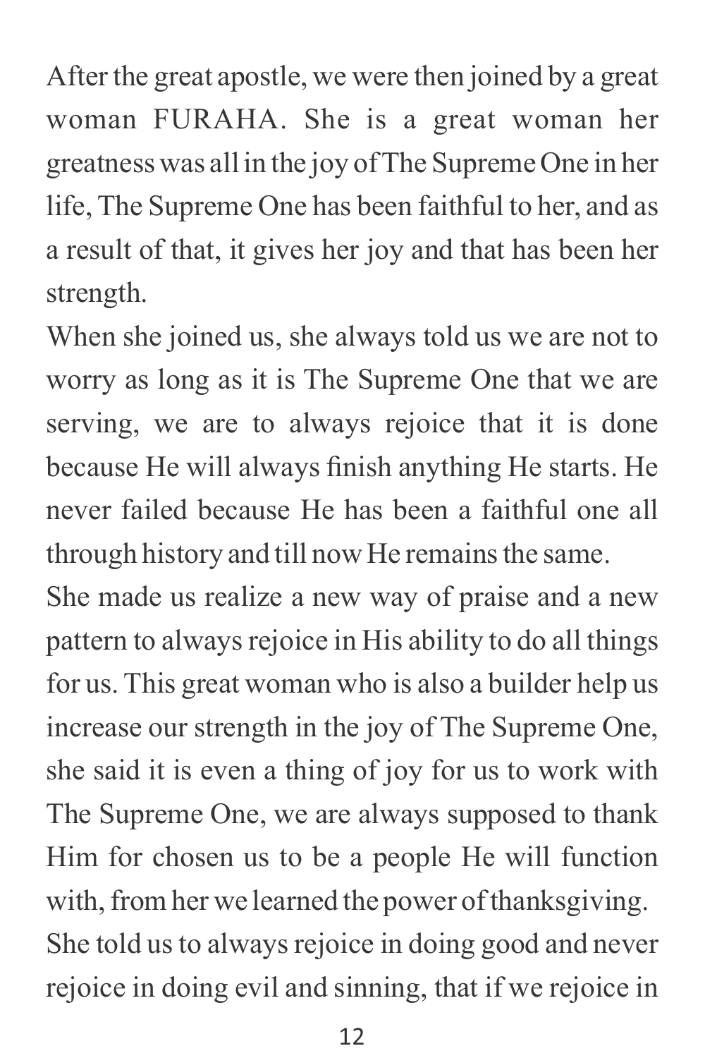After the great apostle, we were then joined by a great woman FURAHA. She is a great woman her greatness was all in the joy of The Supreme One in her life, The Supreme One has been faithful to her, and as a result of that, it gives her joy and that has been her strength.

When she joined us, she always told us we are not to worry as long as it is The Supreme One that we are serving, we are to always rejoice that it is done because He will always finish anything He starts. He never failed because He has been a faithful one all through history and till now He remains the same.

She made us realize a new way of praise and a new pattern to always rejoice in His ability to do all things for us. This great woman who is also a builder help us increase our strength in the joy of The Supreme One, she said it is even a thing of joy for us to work with The Supreme One, we are always supposed to thank Him for chosen us to be a people He will function with, from her we learned the power of thanksgiving.

She told us to always rejoice in doing good and never rejoice in doing evil and sinning, that if we rejoice in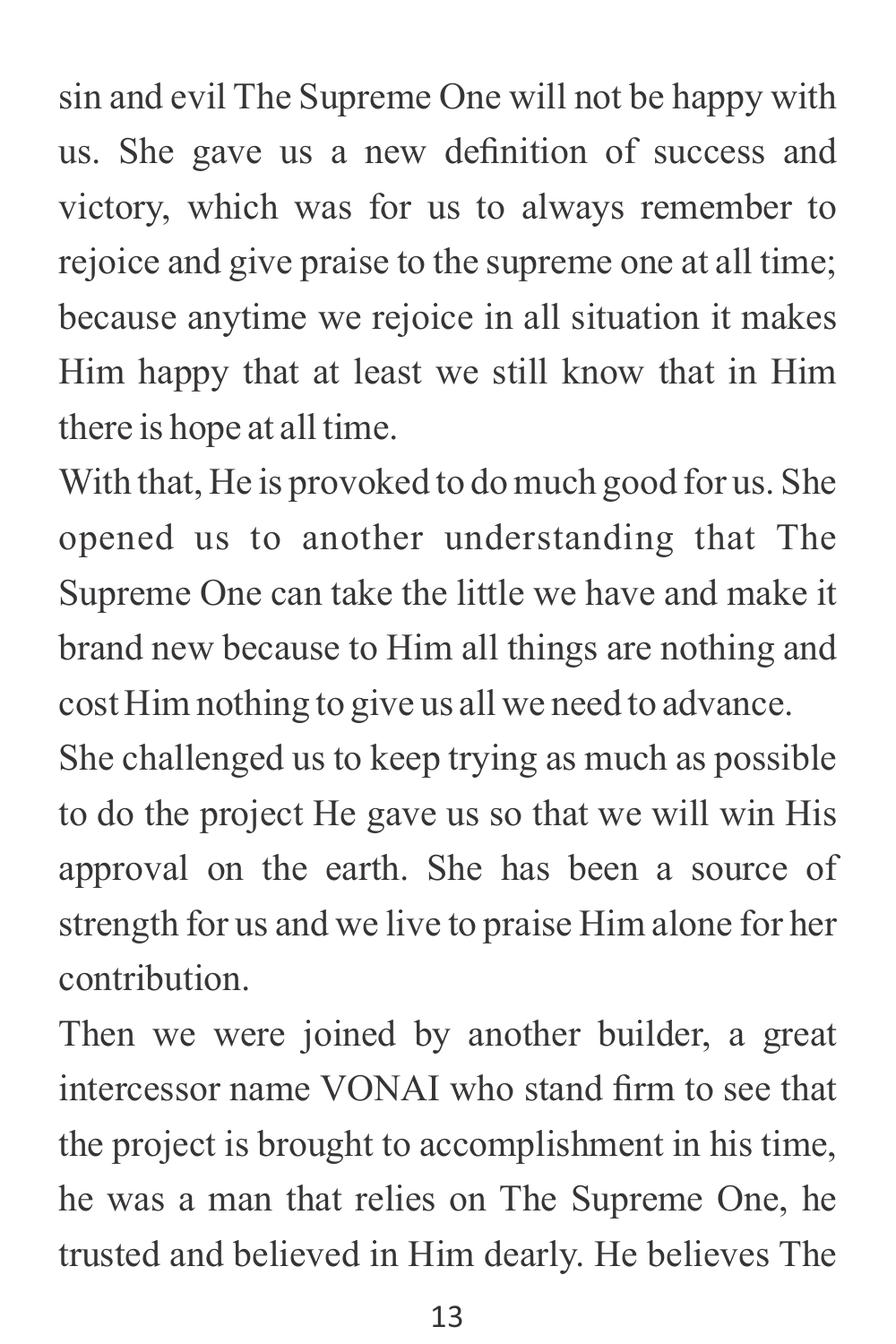sin and evil The Supreme One will not be happy with us. She gave us a new definition of success and victory, which was for us to always remember to rejoice and give praise to the supreme one at all time; because anytime we rejoice in all situation it makes Him happy that at least we still know that in Him there is hope at all time.

With that, He is provoked to do much good for us. She opened us to another understanding that The Supreme One can take the little we have and make it brand new because to Him all things are nothing and cost Him nothing to give us all we need to advance.

She challenged us to keep trying as much as possible to do the project He gave us so that we will win His approval on the earth. She has been a source of strength for us and we live to praise Him alone for her contribution.

Then we were joined by another builder, a great intercessor name VONAI who stand firm to see that the project is brought to accomplishment in his time, he was a man that relies on The Supreme One, he trusted and believed in Him dearly. He believes The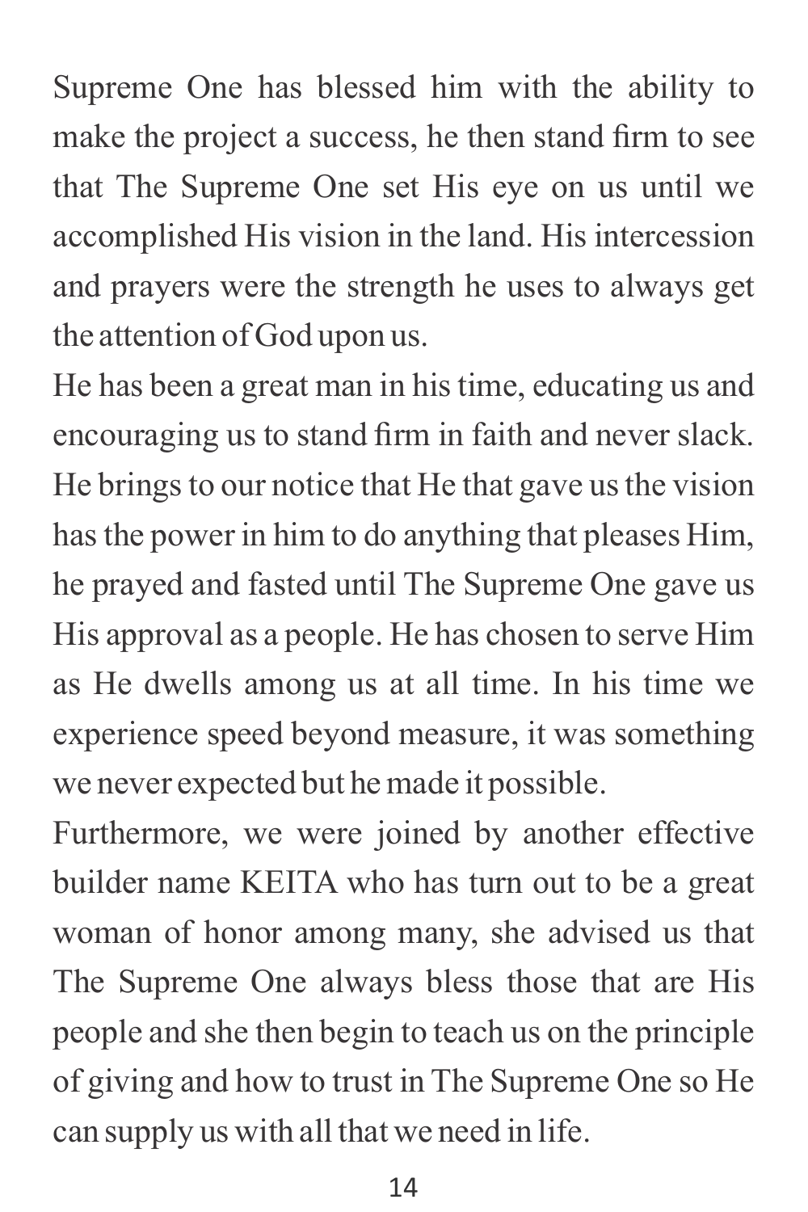Supreme One has blessed him with the ability to make the project a success, he then stand firm to see that The Supreme One set His eye on us until we accomplished His vision in the land. His intercession and prayers were the strength he uses to always get the attention of God upon us.

He has been a great man in his time, educating us and encouraging us to stand firm in faith and never slack. He brings to our notice that He that gave us the vision has the power in him to do anything that pleases Him, he prayed and fasted until The Supreme One gave us His approval as a people. He has chosen to serve Him as He dwells among us at all time. In his time we experience speed beyond measure, it was something we never expected but he made it possible.

Furthermore, we were joined by another effective builder name KEITA who has turn out to be a great woman of honor among many, she advised us that The Supreme One always bless those that are His people and she then begin to teach us on the principle of giving and how to trust in The Supreme One so He can supply us with all that we need in life.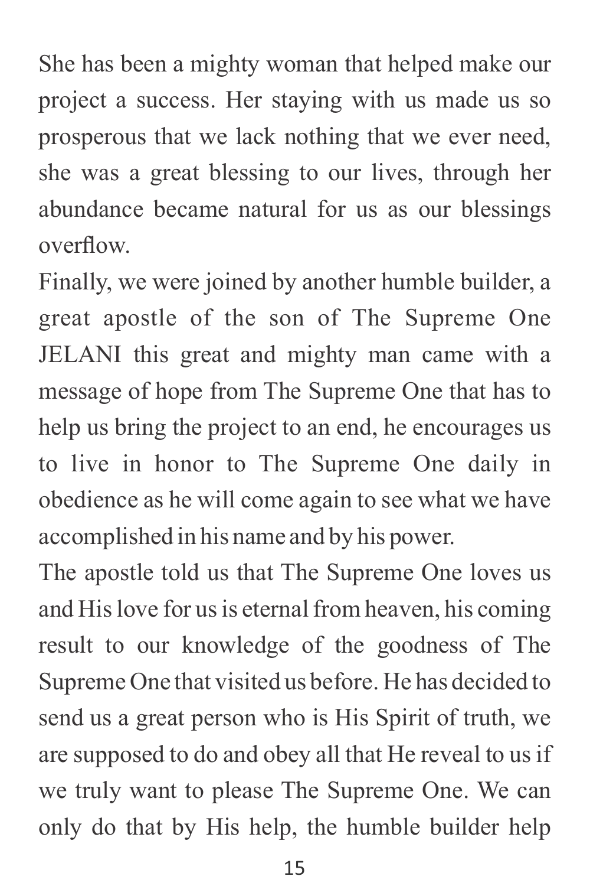She has been a mighty woman that helped make our project a success. Her staying with us made us so prosperous that we lack nothing that we ever need, she was a great blessing to our lives, through her abundance became natural for us as our blessings overflow.

Finally, we were joined by another humble builder, a great apostle of the son of The Supreme One JELANI this great and mighty man came with a message of hope from The Supreme One that has to help us bring the project to an end, he encourages us to live in honor to The Supreme One daily in obedience as he will come again to see what we have accomplished in his name and by his power.

The apostle told us that The Supreme One loves us and His love for us is eternal from heaven, his coming result to our knowledge of the goodness of The Supreme One that visited us before. He has decided to send us a great person who is His Spirit of truth, we are supposed to do and obey all that He reveal to us if we truly want to please The Supreme One. We can only do that by His help, the humble builder help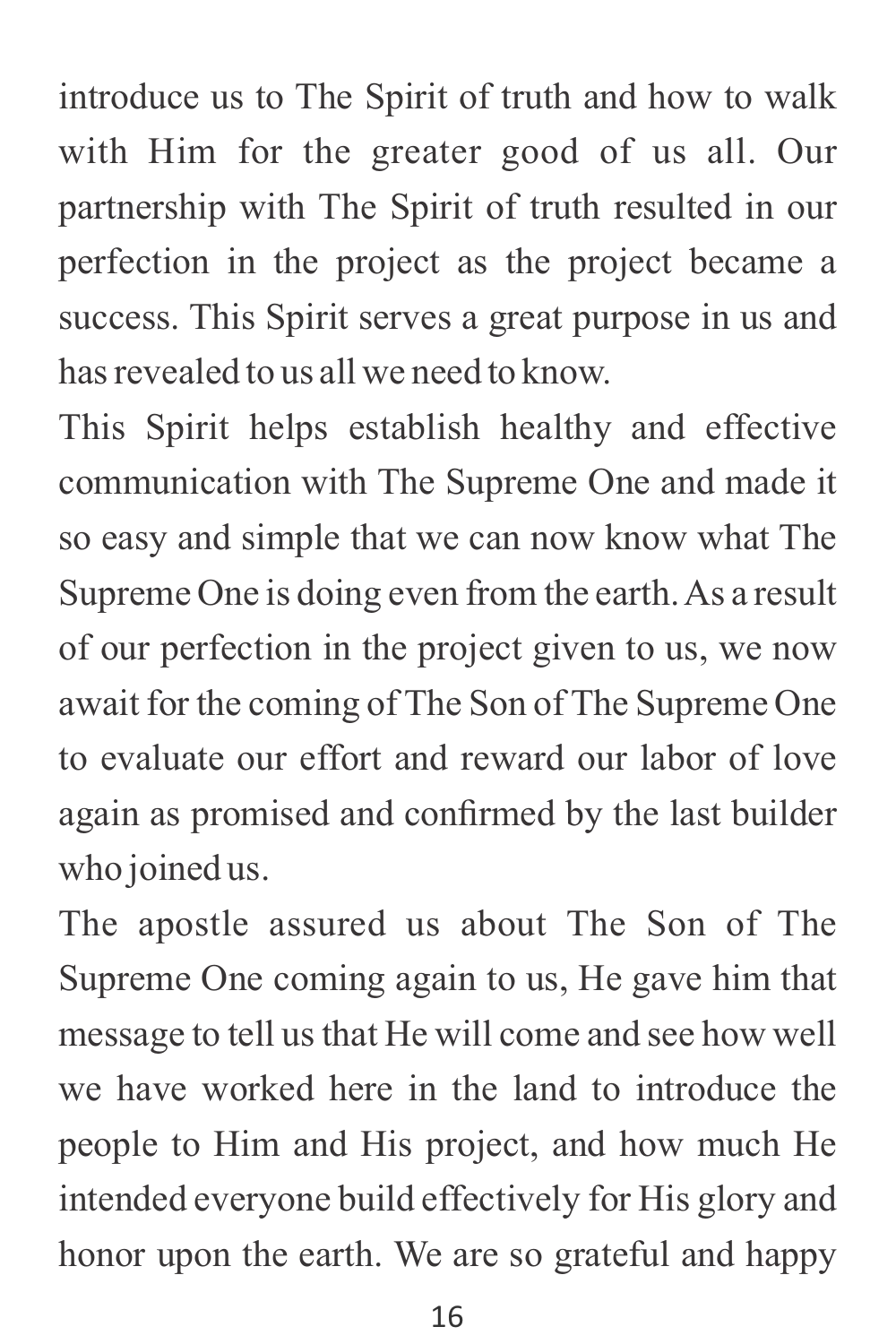introduce us to The Spirit of truth and how to walk with Him for the greater good of us all. Our partnership with The Spirit of truth resulted in our perfection in the project as the project became a success. This Spirit serves a great purpose in us and has revealed to us all we need to know.

This Spirit helps establish healthy and effective communication with The Supreme One and made it so easy and simple that we can now know what The Supreme One is doing even from the earth. As a result of our perfection in the project given to us, we now await for the coming of The Son of The Supreme One to evaluate our effort and reward our labor of love again as promised and confirmed by the last builder who joined us.

The apostle assured us about The Son of The Supreme One coming again to us, He gave him that message to tell us that He will come and see how well we have worked here in the land to introduce the people to Him and His project, and how much He intended everyone build effectively for His glory and honor upon the earth. We are so grateful and happy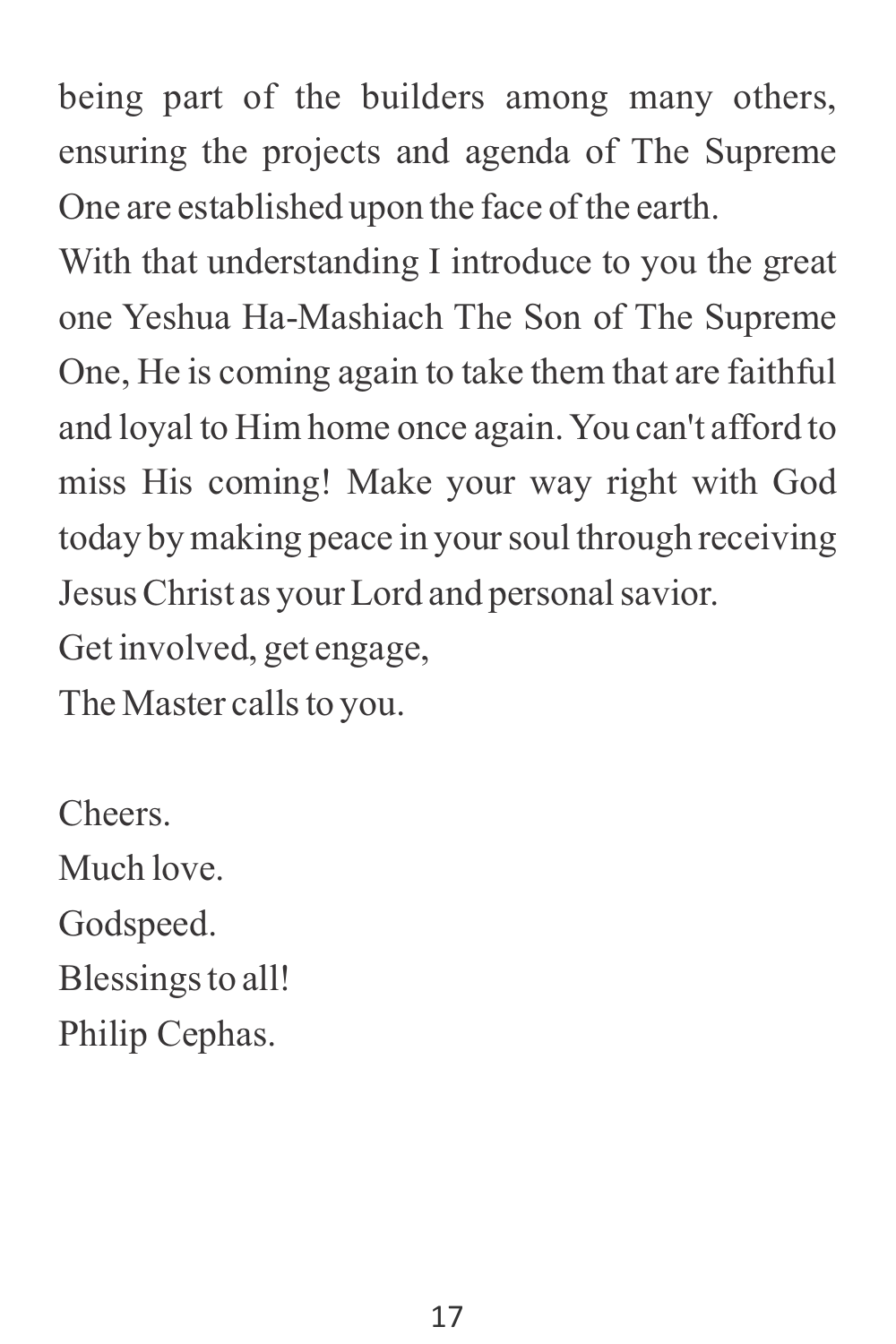being part of the builders among many others, ensuring the projects and agenda of The Supreme One are established upon the face of the earth.

With that understanding I introduce to you the great one Yeshua Ha-Mashiach The Son of The Supreme One, He is coming again to take them that are faithful and loyal to Him home once again. You can't afford to miss His coming! Make your way right with God today by making peace in your soul through receiving Jesus Christ as your Lord and personal savior.

Get involved, get engage,  
The Master calls to you.

Cheers.  
Much love.  
Godspeed.  
Blessings to all!  
Philip Cephas.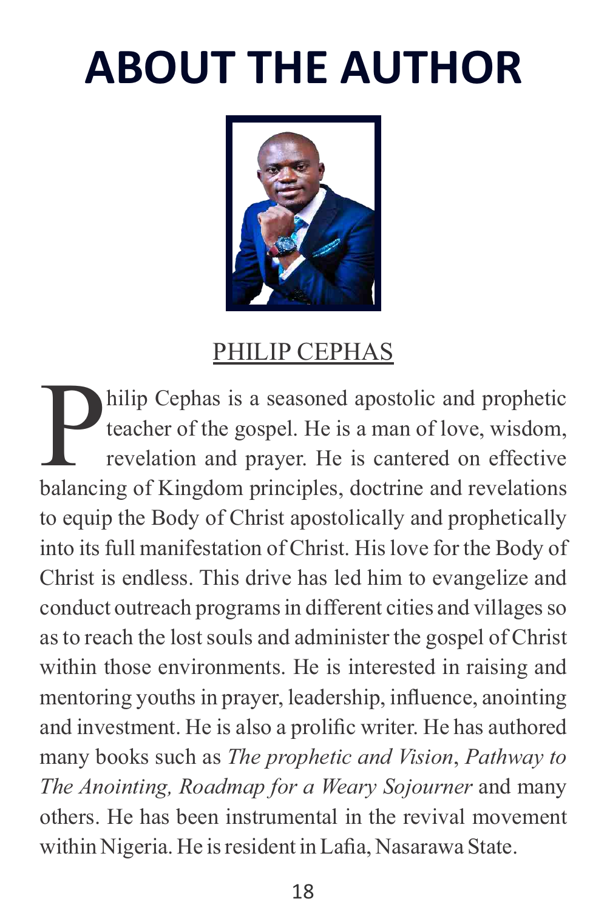# ABOUT THE AUTHOR

PHILIP CEPHAS

Philip Cephas is a seasoned apostolic and prophetic teacher of the gospel. He is a man of love, wisdom, revelation and prayer. He is cantered on effective balancing of Kingdom principles, doctrine and revelations to equip the Body of Christ apostolically and prophetically into its full manifestation of Christ. His love for the Body of Christ is endless. This drive has led him to evangelize and conduct outreach programs in different cities and villages so as to reach the lost souls and administer the gospel of Christ within those environments. He is interested in raising and mentoring youths in prayer, leadership, influence, anointing and investment. He is also a prolific writer. He has authored many books such as *The prophetic and Vision*, *Pathway to The Anointing, Roadmap for a Weary Sojourner* and many others. He has been instrumental in the revival movement within Nigeria. He is resident in Lafia, Nasarawa State.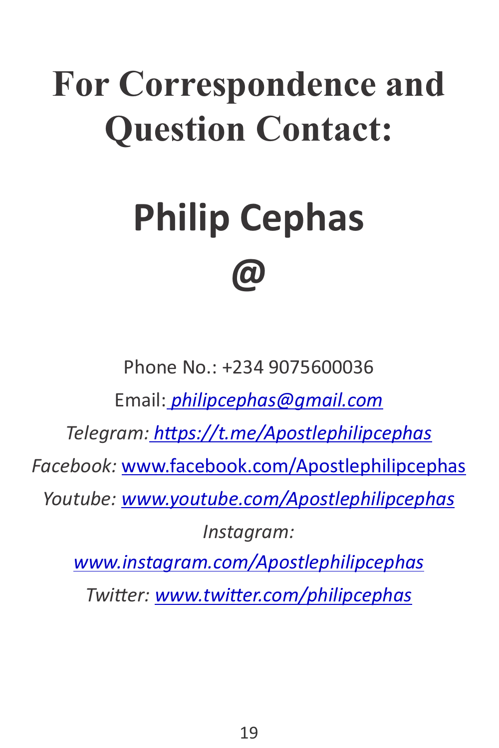# For Correspondence and Question Contact:

## Philip Cephas

## @

Phone No.: +234 9075600036

Email: *philipcephas@gmail.com*

*Telegram:* *https://t.me/Apostlephilipcephas*

*Facebook:* www.facebook.com/Apostlephilipcephas

*Youtube:* *www.youtube.com/Apostlephilipcephas*

*Instagram:*

*www.instagram.com/Apostlephilipcephas*

*Twitter:* *www.twitter.com/philipcephas*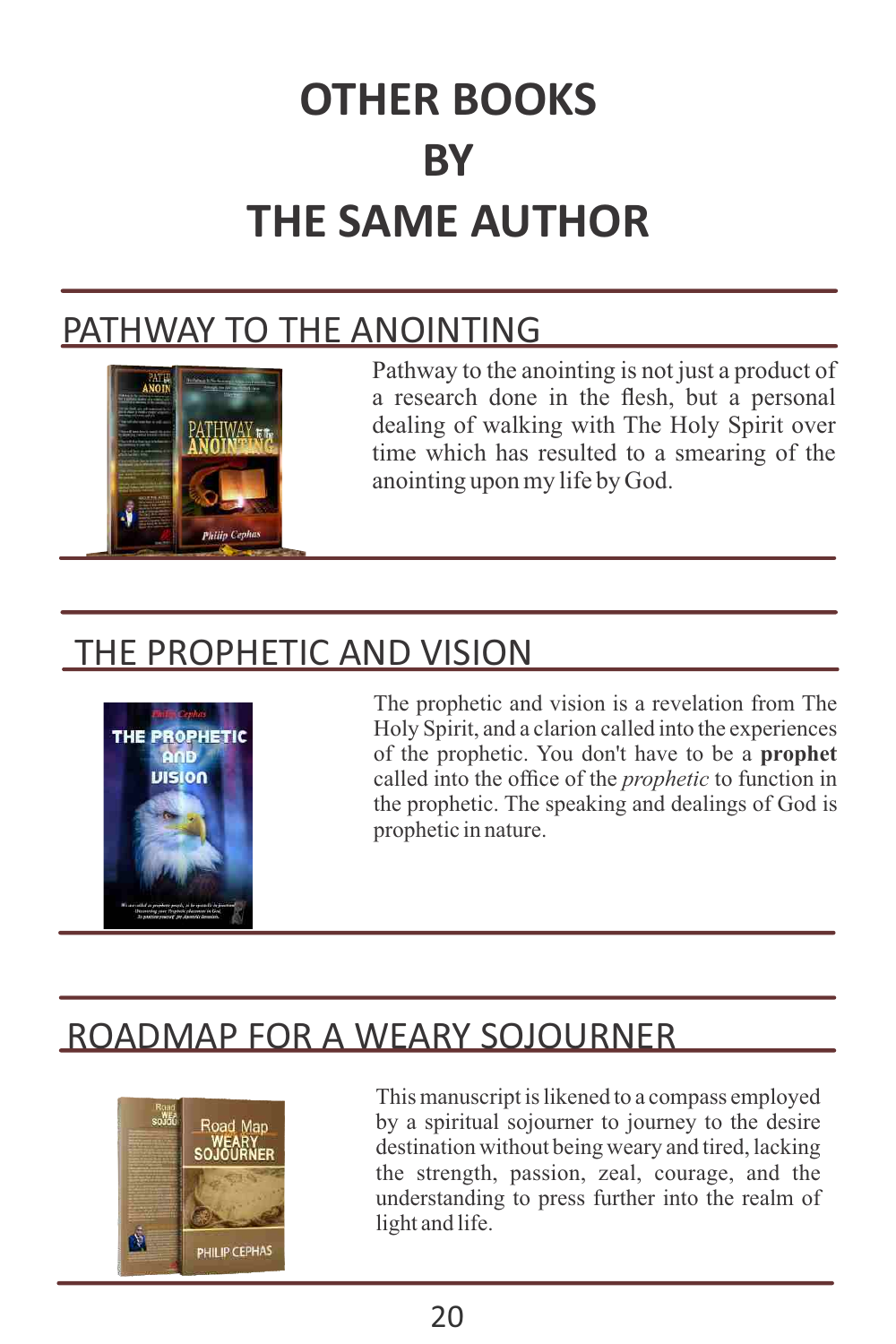# OTHER BOOKS BY THE SAME AUTHOR

## PATHWAY TO THE ANOINTING

Pathway to the anointing is not just a product of a research done in the flesh, but a personal dealing of walking with The Holy Spirit over time which has resulted to a smearing of the anointing upon my life by God.

## THE PROPHETIC AND VISION

The prophetic and vision is a revelation from The Holy Spirit, and a clarion called into the experiences of the prophetic. You don't have to be a **prophet** called into the office of the *prophetic* to function in the prophetic. The speaking and dealings of God is prophetic in nature.

## ROADMAP FOR A WEARY SOJOURNER

This manuscript is likened to a compass employed by a spiritual sojourner to journey to the desire destination without being weary and tired, lacking the strength, passion, zeal, courage, and the understanding to press further into the realm of light and life.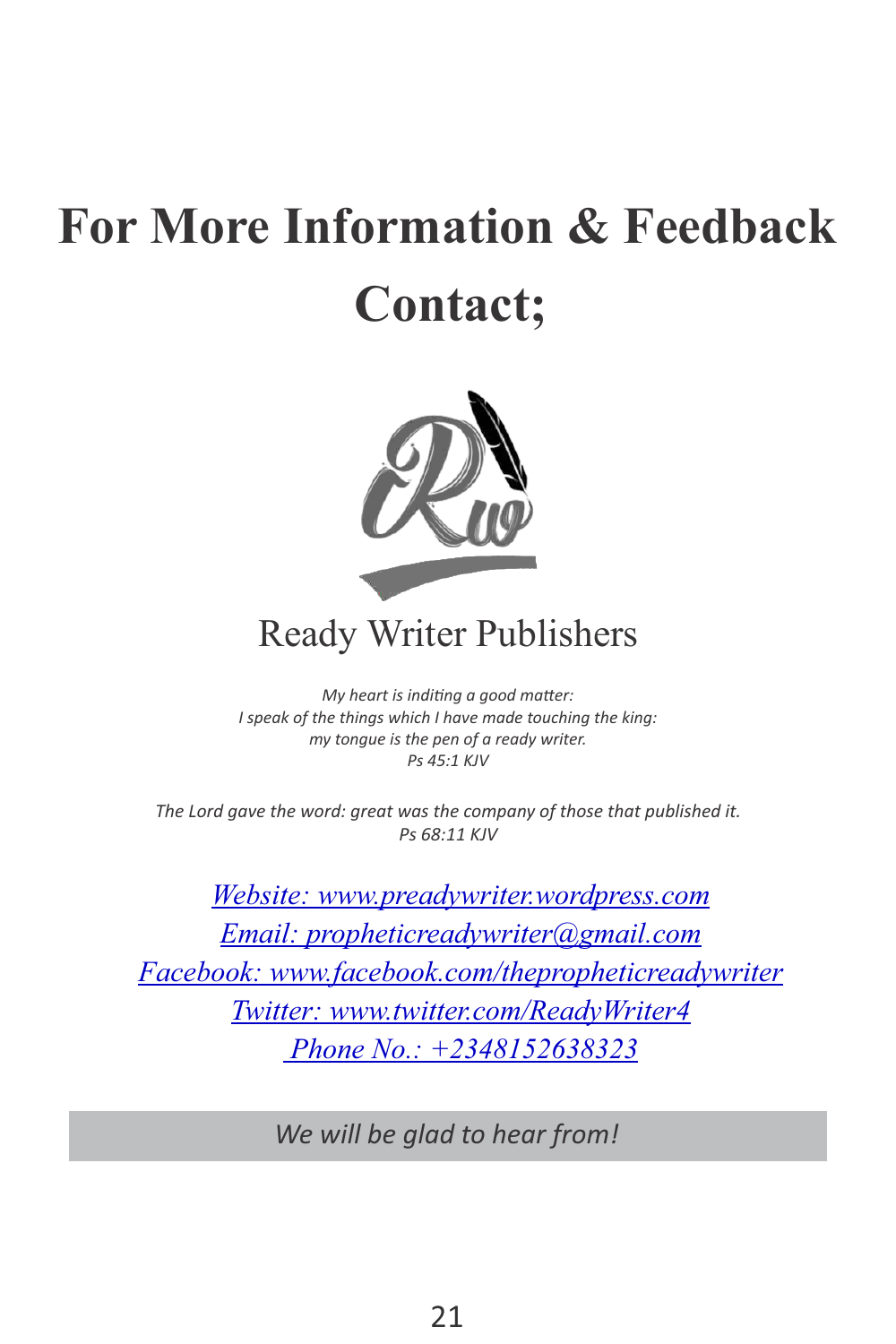# For More Information & Feedback Contact;

Ready Writer Publishers

*My heart is inditing a good matter:*
*I speak of the things which I have made touching the king:*
*my tongue is the pen of a ready writer.*
*Ps 45:1 KJV*

*The Lord gave the word: great was the company of those that published it.*
*Ps 68:11 KJV*

*Website: www.preadywriter.wordpress.com*
*Email: propheticreadywriter@gmail.com*
*Facebook: www.facebook.com/thepropheticreadywriter*
*Twitter: www.twitter.com/ReadyWriter4*
*Phone No.: +2348152638323*

*We will be glad to hear from!*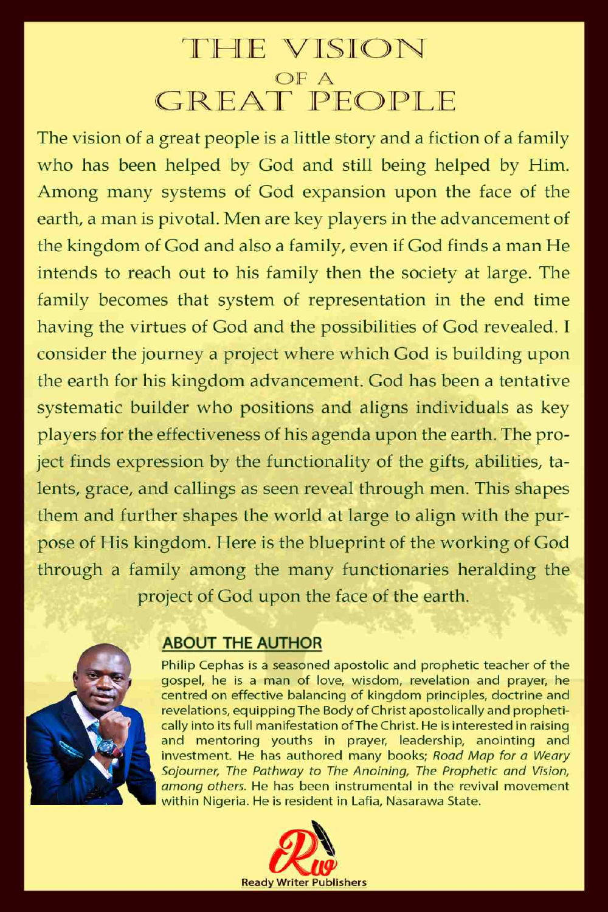# THE VISION OF A GREAT PEOPLE

The vision of a great people is a little story and a fiction of a family who has been helped by God and still being helped by Him. Among many systems of God expansion upon the face of the earth, a man is pivotal. Men are key players in the advancement of the kingdom of God and also a family, even if God finds a man He intends to reach out to his family then the society at large. The family becomes that system of representation in the end time having the virtues of God and the possibilities of God revealed. I consider the journey a project where which God is building upon the earth for his kingdom advancement. God has been a tentative systematic builder who positions and aligns individuals as key players for the effectiveness of his agenda upon the earth. The project finds expression by the functionality of the gifts, abilities, talents, grace, and callings as seen reveal through men. This shapes them and further shapes the world at large to align with the purpose of His kingdom. Here is the blueprint of the working of God through a family among the many functionaries heralding the project of God upon the face of the earth.

## ABOUT THE AUTHOR

Philip Cephas is a seasoned apostolic and prophetic teacher of the gospel, he is a man of love, wisdom, revelation and prayer, he centred on effective balancing of kingdom principles, doctrine and revelations, equipping The Body of Christ apostolically and prophetically into its full manifestation of The Christ. He is interested in raising and mentoring youths in prayer, leadership, anointing and investment. He has authored many books; *Road Map for a Weary Sojourner, The Pathway to The Anointing, The Prophetic and Vision, among others.* He has been instrumental in the revival movement within Nigeria. He is resident in Lafia, Nasarawa State.

Ready Writer Publishers